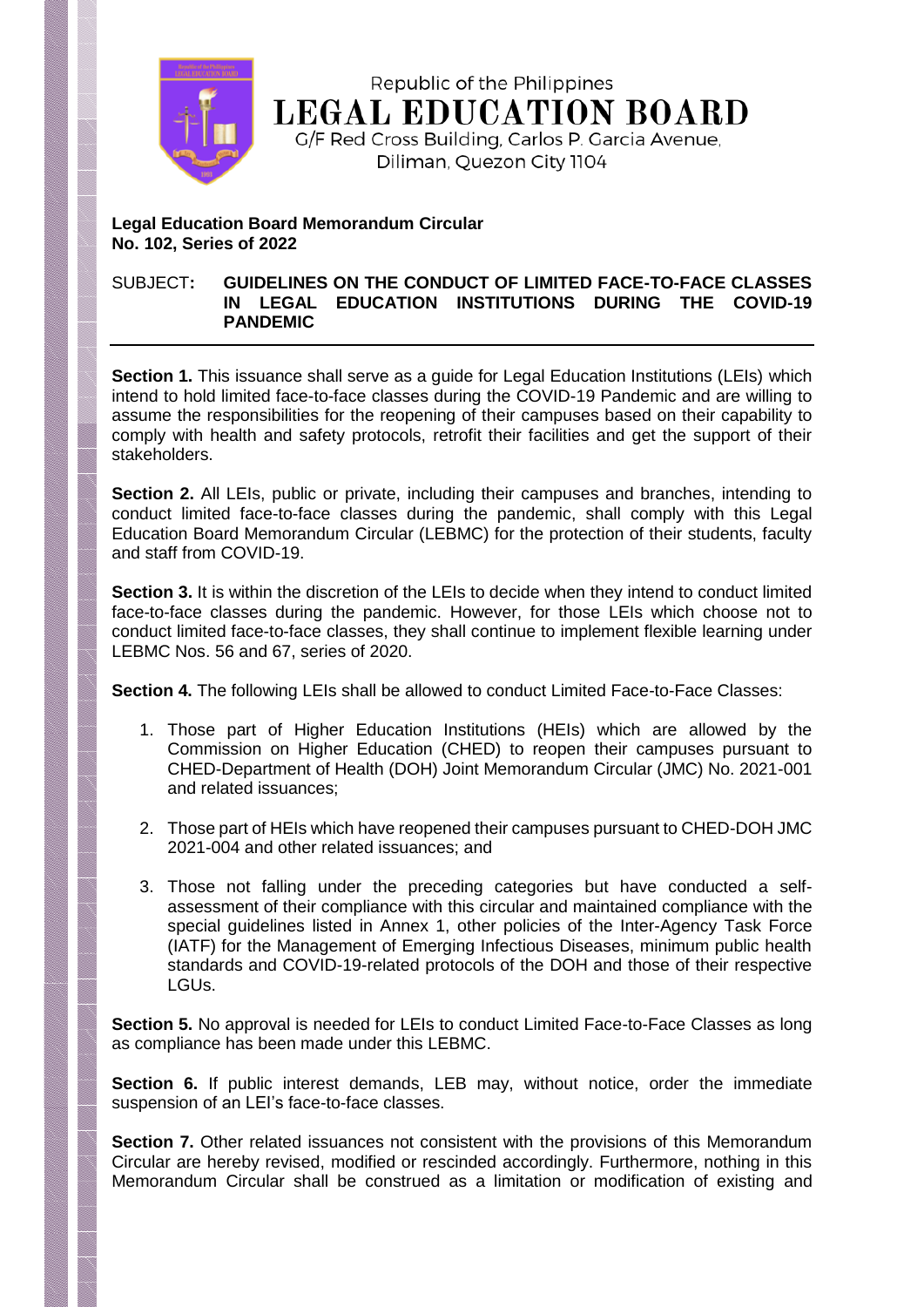Republic of the Philippines
**LEGAL EDUCATION BOARD**
G/F Red Cross Building, Carlos P. Garcia Avenue,
Diliman, Quezon City 1104

**Legal Education Board Memorandum Circular**
**No. 102, Series of 2022**

SUBJECT: **GUIDELINES ON THE CONDUCT OF LIMITED FACE-TO-FACE CLASSES IN LEGAL EDUCATION INSTITUTIONS DURING THE COVID-19 PANDEMIC**

---

**Section 1.** This issuance shall serve as a guide for Legal Education Institutions (LEIs) which intend to hold limited face-to-face classes during the COVID-19 Pandemic and are willing to assume the responsibilities for the reopening of their campuses based on their capability to comply with health and safety protocols, retrofit their facilities and get the support of their stakeholders.

**Section 2.** All LEIs, public or private, including their campuses and branches, intending to conduct limited face-to-face classes during the pandemic, shall comply with this Legal Education Board Memorandum Circular (LEBMC) for the protection of their students, faculty and staff from COVID-19.

**Section 3.** It is within the discretion of the LEIs to decide when they intend to conduct limited face-to-face classes during the pandemic. However, for those LEIs which choose not to conduct limited face-to-face classes, they shall continue to implement flexible learning under LEBMC Nos. 56 and 67, series of 2020.

**Section 4.** The following LEIs shall be allowed to conduct Limited Face-to-Face Classes:

1. Those part of Higher Education Institutions (HEIs) which are allowed by the Commission on Higher Education (CHED) to reopen their campuses pursuant to CHED-Department of Health (DOH) Joint Memorandum Circular (JMC) No. 2021-001 and related issuances;

2. Those part of HEIs which have reopened their campuses pursuant to CHED-DOH JMC 2021-004 and other related issuances; and

3. Those not falling under the preceding categories but have conducted a self-assessment of their compliance with this circular and maintained compliance with the special guidelines listed in Annex 1, other policies of the Inter-Agency Task Force (IATF) for the Management of Emerging Infectious Diseases, minimum public health standards and COVID-19-related protocols of the DOH and those of their respective LGUs.

**Section 5.** No approval is needed for LEIs to conduct Limited Face-to-Face Classes as long as compliance has been made under this LEBMC.

**Section 6.** If public interest demands, LEB may, without notice, order the immediate suspension of an LEI's face-to-face classes.

**Section 7.** Other related issuances not consistent with the provisions of this Memorandum Circular are hereby revised, modified or rescinded accordingly. Furthermore, nothing in this Memorandum Circular shall be construed as a limitation or modification of existing and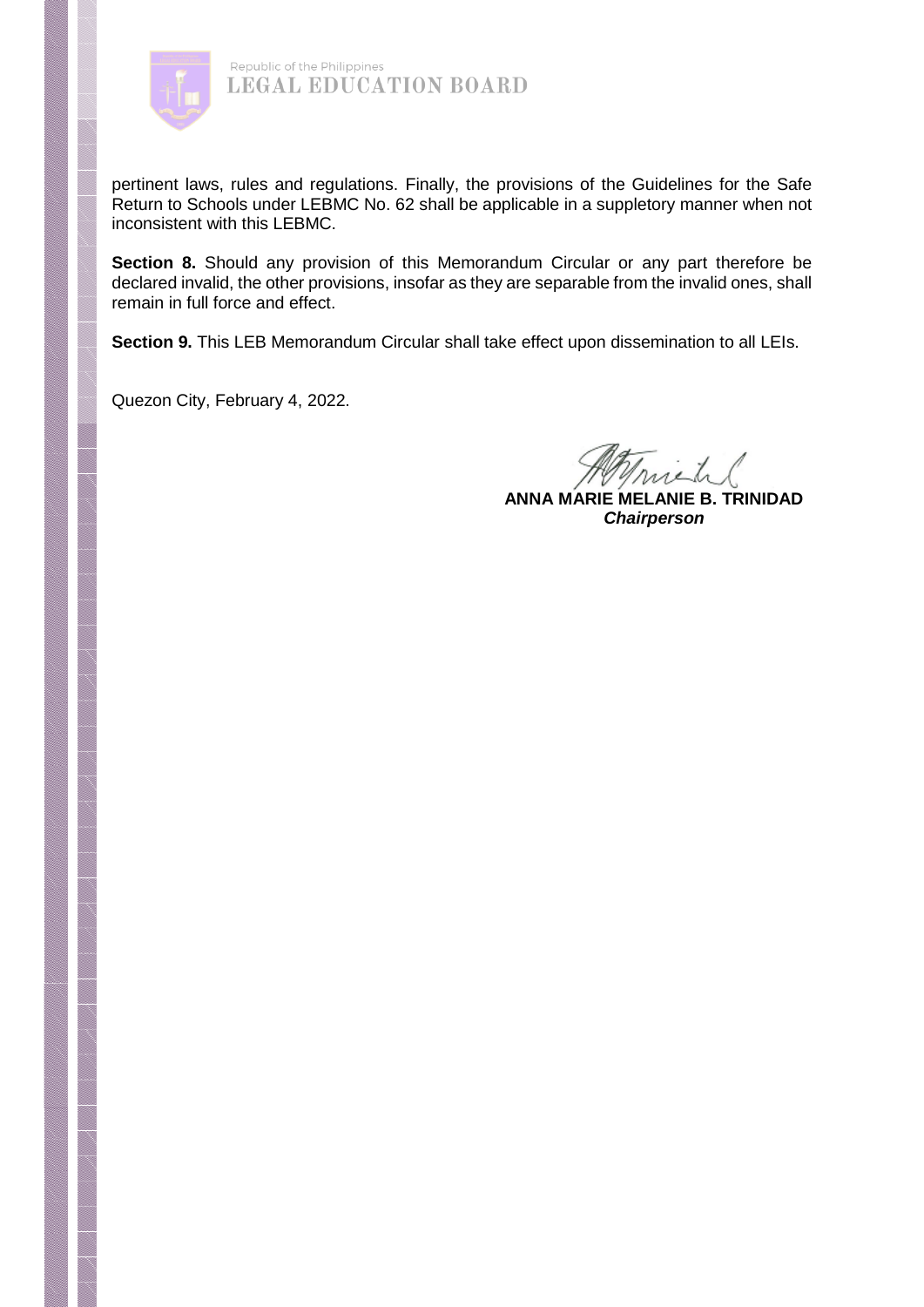pertinent laws, rules and regulations. Finally, the provisions of the Guidelines for the Safe Return to Schools under LEBMC No. 62 shall be applicable in a suppletory manner when not inconsistent with this LEBMC.

**Section 8.** Should any provision of this Memorandum Circular or any part therefore be declared invalid, the other provisions, insofar as they are separable from the invalid ones, shall remain in full force and effect.

**Section 9.** This LEB Memorandum Circular shall take effect upon dissemination to all LEIs.

Quezon City, February 4, 2022.

**ANNA MARIE MELANIE B. TRINIDAD**
***Chairperson***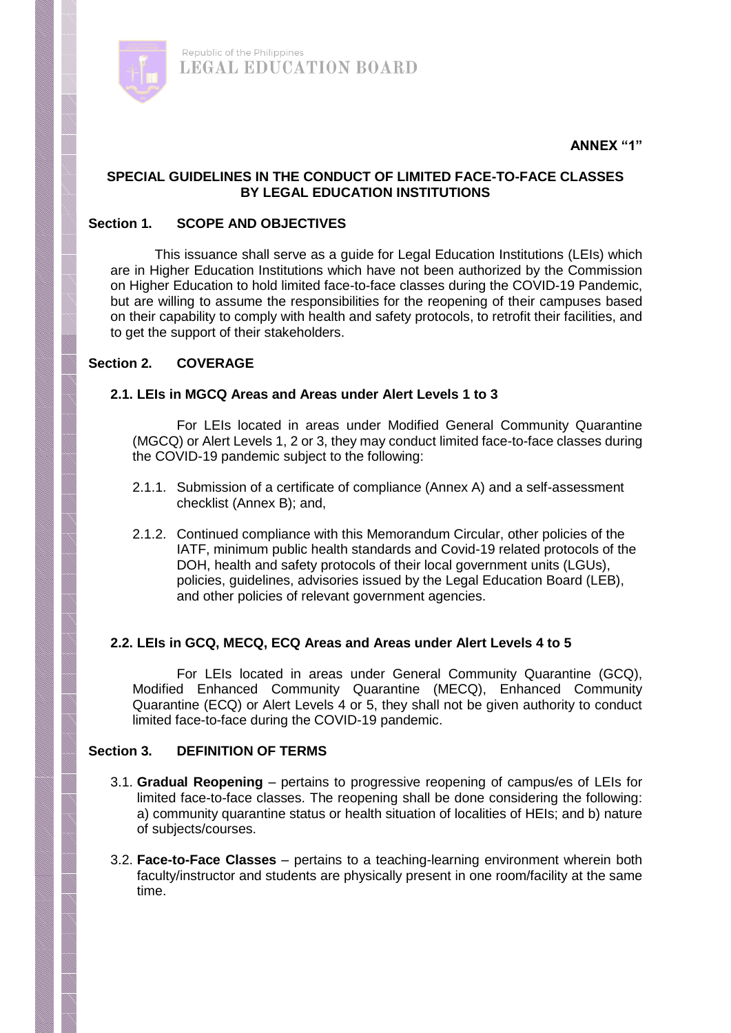**ANNEX "1"**

## SPECIAL GUIDELINES IN THE CONDUCT OF LIMITED FACE-TO-FACE CLASSES BY LEGAL EDUCATION INSTITUTIONS

### Section 1. SCOPE AND OBJECTIVES

This issuance shall serve as a guide for Legal Education Institutions (LEIs) which are in Higher Education Institutions which have not been authorized by the Commission on Higher Education to hold limited face-to-face classes during the COVID-19 Pandemic, but are willing to assume the responsibilities for the reopening of their campuses based on their capability to comply with health and safety protocols, to retrofit their facilities, and to get the support of their stakeholders.

### Section 2. COVERAGE

#### 2.1. LEIs in MGCQ Areas and Areas under Alert Levels 1 to 3

For LEIs located in areas under Modified General Community Quarantine (MGCQ) or Alert Levels 1, 2 or 3, they may conduct limited face-to-face classes during the COVID-19 pandemic subject to the following:

2.1.1. Submission of a certificate of compliance (Annex A) and a self-assessment checklist (Annex B); and,

2.1.2. Continued compliance with this Memorandum Circular, other policies of the IATF, minimum public health standards and Covid-19 related protocols of the DOH, health and safety protocols of their local government units (LGUs), policies, guidelines, advisories issued by the Legal Education Board (LEB), and other policies of relevant government agencies.

#### 2.2. LEIs in GCQ, MECQ, ECQ Areas and Areas under Alert Levels 4 to 5

For LEIs located in areas under General Community Quarantine (GCQ), Modified Enhanced Community Quarantine (MECQ), Enhanced Community Quarantine (ECQ) or Alert Levels 4 or 5, they shall not be given authority to conduct limited face-to-face during the COVID-19 pandemic.

### Section 3. DEFINITION OF TERMS

3.1. **Gradual Reopening** – pertains to progressive reopening of campus/es of LEIs for limited face-to-face classes. The reopening shall be done considering the following: a) community quarantine status or health situation of localities of HEIs; and b) nature of subjects/courses.

3.2. **Face-to-Face Classes** – pertains to a teaching-learning environment wherein both faculty/instructor and students are physically present in one room/facility at the same time.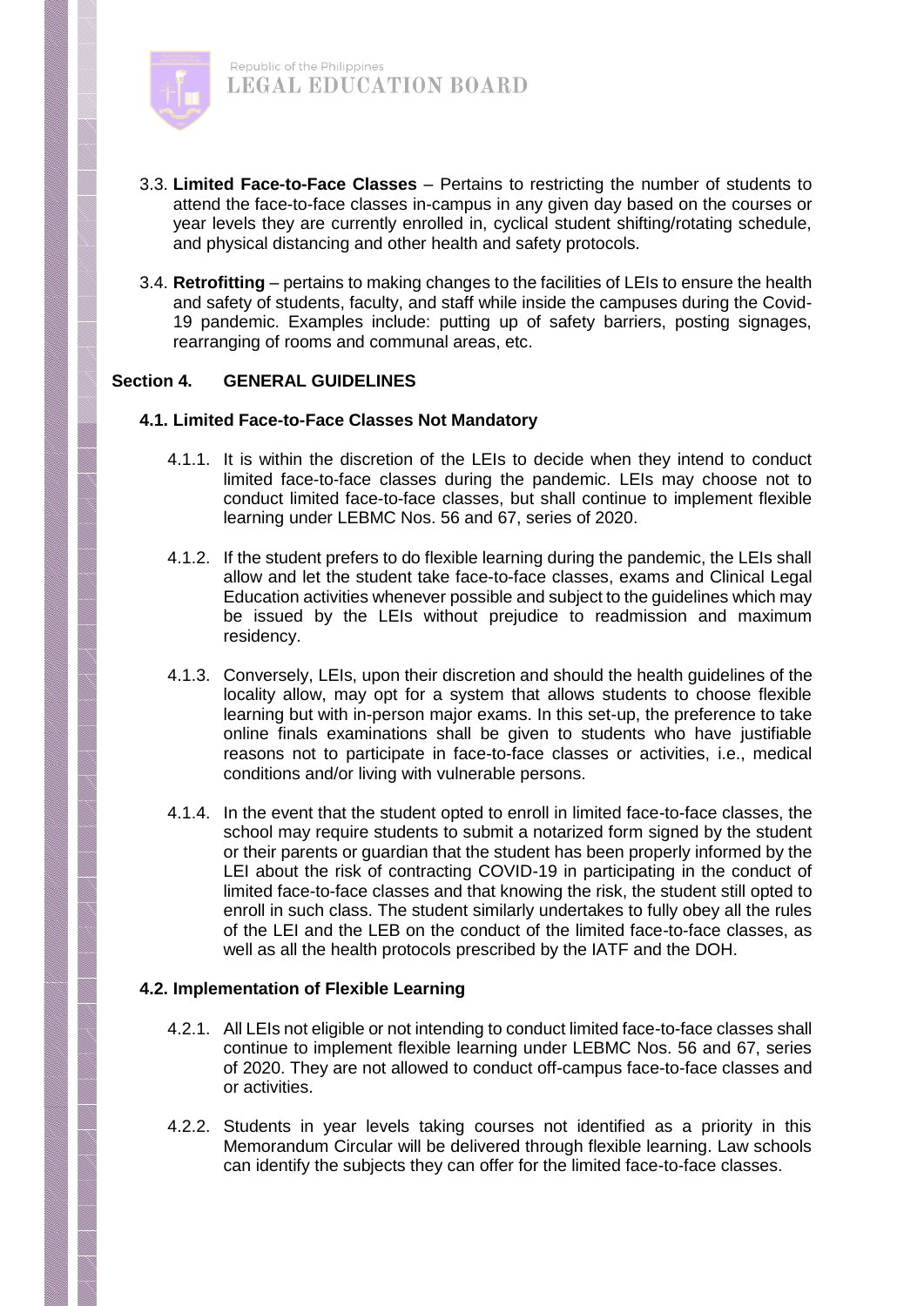3.3. **Limited Face-to-Face Classes** – Pertains to restricting the number of students to attend the face-to-face classes in-campus in any given day based on the courses or year levels they are currently enrolled in, cyclical student shifting/rotating schedule, and physical distancing and other health and safety protocols.

3.4. **Retrofitting** – pertains to making changes to the facilities of LEIs to ensure the health and safety of students, faculty, and staff while inside the campuses during the Covid-19 pandemic. Examples include: putting up of safety barriers, posting signages, rearranging of rooms and communal areas, etc.

## Section 4. GENERAL GUIDELINES

### 4.1. Limited Face-to-Face Classes Not Mandatory

4.1.1. It is within the discretion of the LEIs to decide when they intend to conduct limited face-to-face classes during the pandemic. LEIs may choose not to conduct limited face-to-face classes, but shall continue to implement flexible learning under LEBMC Nos. 56 and 67, series of 2020.

4.1.2. If the student prefers to do flexible learning during the pandemic, the LEIs shall allow and let the student take face-to-face classes, exams and Clinical Legal Education activities whenever possible and subject to the guidelines which may be issued by the LEIs without prejudice to readmission and maximum residency.

4.1.3. Conversely, LEIs, upon their discretion and should the health guidelines of the locality allow, may opt for a system that allows students to choose flexible learning but with in-person major exams. In this set-up, the preference to take online finals examinations shall be given to students who have justifiable reasons not to participate in face-to-face classes or activities, i.e., medical conditions and/or living with vulnerable persons.

4.1.4. In the event that the student opted to enroll in limited face-to-face classes, the school may require students to submit a notarized form signed by the student or their parents or guardian that the student has been properly informed by the LEI about the risk of contracting COVID-19 in participating in the conduct of limited face-to-face classes and that knowing the risk, the student still opted to enroll in such class. The student similarly undertakes to fully obey all the rules of the LEI and the LEB on the conduct of the limited face-to-face classes, as well as all the health protocols prescribed by the IATF and the DOH.

### 4.2. Implementation of Flexible Learning

4.2.1. All LEIs not eligible or not intending to conduct limited face-to-face classes shall continue to implement flexible learning under LEBMC Nos. 56 and 67, series of 2020. They are not allowed to conduct off-campus face-to-face classes and or activities.

4.2.2. Students in year levels taking courses not identified as a priority in this Memorandum Circular will be delivered through flexible learning. Law schools can identify the subjects they can offer for the limited face-to-face classes.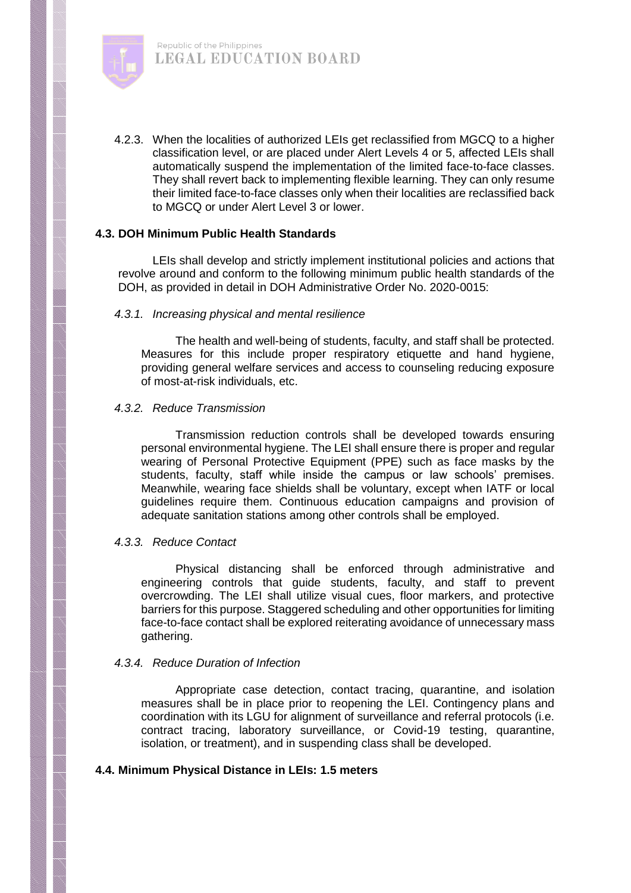4.2.3. When the localities of authorized LEIs get reclassified from MGCQ to a higher classification level, or are placed under Alert Levels 4 or 5, affected LEIs shall automatically suspend the implementation of the limited face-to-face classes. They shall revert back to implementing flexible learning. They can only resume their limited face-to-face classes only when their localities are reclassified back to MGCQ or under Alert Level 3 or lower.

### 4.3. DOH Minimum Public Health Standards

LEIs shall develop and strictly implement institutional policies and actions that revolve around and conform to the following minimum public health standards of the DOH, as provided in detail in DOH Administrative Order No. 2020-0015:

*4.3.1. Increasing physical and mental resilience*

The health and well-being of students, faculty, and staff shall be protected. Measures for this include proper respiratory etiquette and hand hygiene, providing general welfare services and access to counseling reducing exposure of most-at-risk individuals, etc.

*4.3.2. Reduce Transmission*

Transmission reduction controls shall be developed towards ensuring personal environmental hygiene. The LEI shall ensure there is proper and regular wearing of Personal Protective Equipment (PPE) such as face masks by the students, faculty, staff while inside the campus or law schools' premises. Meanwhile, wearing face shields shall be voluntary, except when IATF or local guidelines require them. Continuous education campaigns and provision of adequate sanitation stations among other controls shall be employed.

*4.3.3. Reduce Contact*

Physical distancing shall be enforced through administrative and engineering controls that guide students, faculty, and staff to prevent overcrowding. The LEI shall utilize visual cues, floor markers, and protective barriers for this purpose. Staggered scheduling and other opportunities for limiting face-to-face contact shall be explored reiterating avoidance of unnecessary mass gathering.

*4.3.4. Reduce Duration of Infection*

Appropriate case detection, contact tracing, quarantine, and isolation measures shall be in place prior to reopening the LEI. Contingency plans and coordination with its LGU for alignment of surveillance and referral protocols (i.e. contract tracing, laboratory surveillance, or Covid-19 testing, quarantine, isolation, or treatment), and in suspending class shall be developed.

### 4.4. Minimum Physical Distance in LEIs: 1.5 meters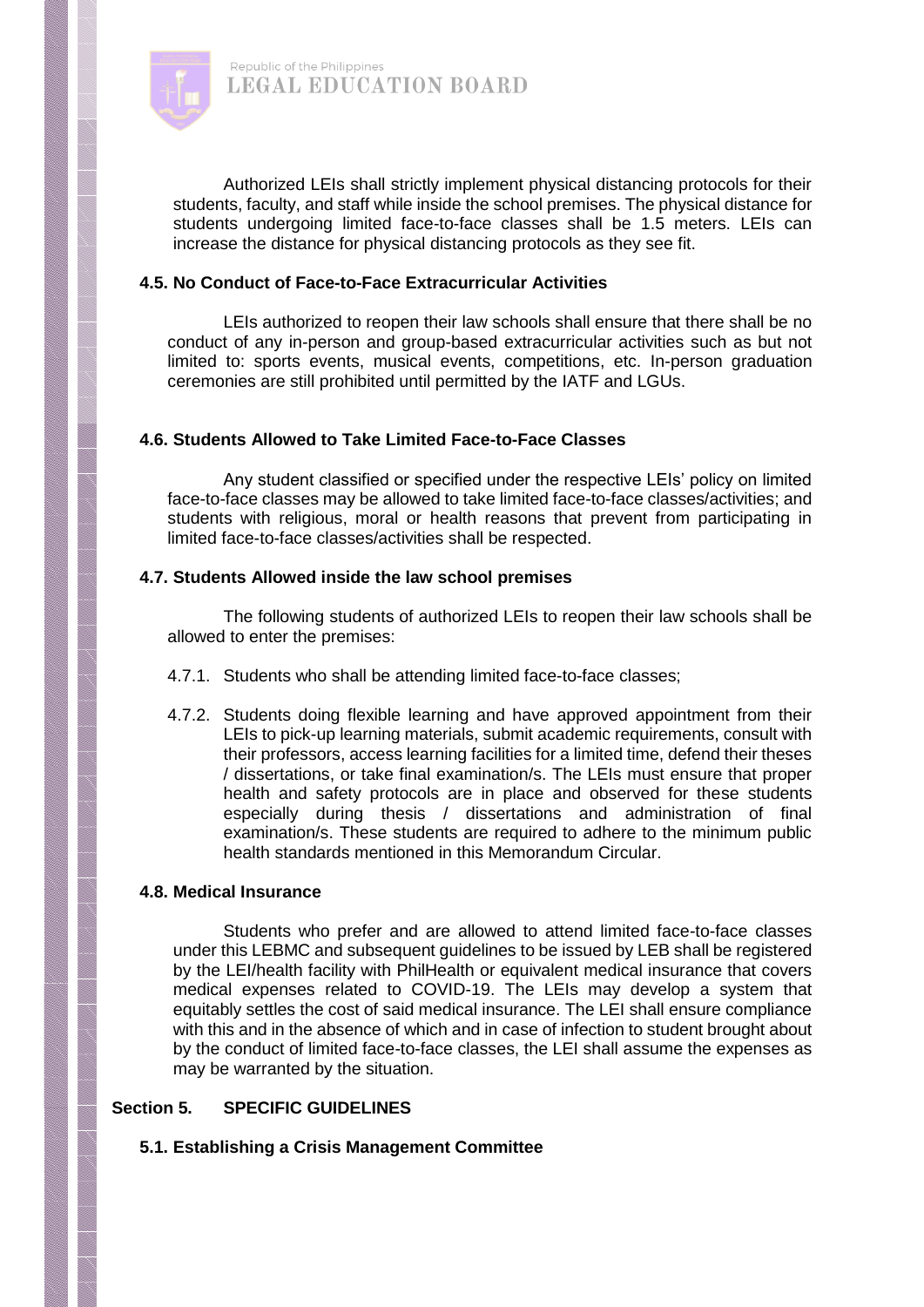Authorized LEIs shall strictly implement physical distancing protocols for their students, faculty, and staff while inside the school premises. The physical distance for students undergoing limited face-to-face classes shall be 1.5 meters. LEIs can increase the distance for physical distancing protocols as they see fit.

### 4.5. No Conduct of Face-to-Face Extracurricular Activities

LEIs authorized to reopen their law schools shall ensure that there shall be no conduct of any in-person and group-based extracurricular activities such as but not limited to: sports events, musical events, competitions, etc. In-person graduation ceremonies are still prohibited until permitted by the IATF and LGUs.

### 4.6. Students Allowed to Take Limited Face-to-Face Classes

Any student classified or specified under the respective LEIs' policy on limited face-to-face classes may be allowed to take limited face-to-face classes/activities; and students with religious, moral or health reasons that prevent from participating in limited face-to-face classes/activities shall be respected.

### 4.7. Students Allowed inside the law school premises

The following students of authorized LEIs to reopen their law schools shall be allowed to enter the premises:

4.7.1. Students who shall be attending limited face-to-face classes;

4.7.2. Students doing flexible learning and have approved appointment from their LEIs to pick-up learning materials, submit academic requirements, consult with their professors, access learning facilities for a limited time, defend their theses / dissertations, or take final examination/s. The LEIs must ensure that proper health and safety protocols are in place and observed for these students especially during thesis / dissertations and administration of final examination/s. These students are required to adhere to the minimum public health standards mentioned in this Memorandum Circular.

### 4.8. Medical Insurance

Students who prefer and are allowed to attend limited face-to-face classes under this LEBMC and subsequent guidelines to be issued by LEB shall be registered by the LEI/health facility with PhilHealth or equivalent medical insurance that covers medical expenses related to COVID-19. The LEIs may develop a system that equitably settles the cost of said medical insurance. The LEI shall ensure compliance with this and in the absence of which and in case of infection to student brought about by the conduct of limited face-to-face classes, the LEI shall assume the expenses as may be warranted by the situation.

## Section 5. SPECIFIC GUIDELINES

### 5.1. Establishing a Crisis Management Committee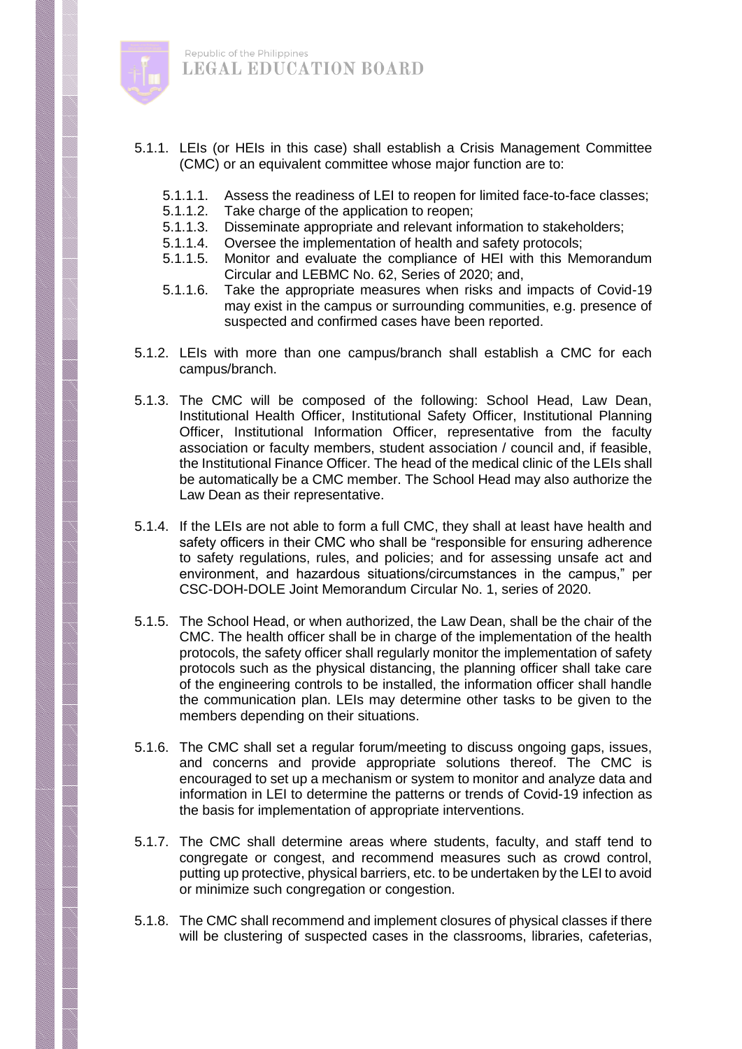- 5.1.1. LEIs (or HEIs in this case) shall establish a Crisis Management Committee (CMC) or an equivalent committee whose major function are to:

  - 5.1.1.1. Assess the readiness of LEI to reopen for limited face-to-face classes;
  - 5.1.1.2. Take charge of the application to reopen;
  - 5.1.1.3. Disseminate appropriate and relevant information to stakeholders;
  - 5.1.1.4. Oversee the implementation of health and safety protocols;
  - 5.1.1.5. Monitor and evaluate the compliance of HEI with this Memorandum Circular and LEBMC No. 62, Series of 2020; and,
  - 5.1.1.6. Take the appropriate measures when risks and impacts of Covid-19 may exist in the campus or surrounding communities, e.g. presence of suspected and confirmed cases have been reported.

- 5.1.2. LEIs with more than one campus/branch shall establish a CMC for each campus/branch.

- 5.1.3. The CMC will be composed of the following: School Head, Law Dean, Institutional Health Officer, Institutional Safety Officer, Institutional Planning Officer, Institutional Information Officer, representative from the faculty association or faculty members, student association / council and, if feasible, the Institutional Finance Officer. The head of the medical clinic of the LEIs shall be automatically be a CMC member. The School Head may also authorize the Law Dean as their representative.

- 5.1.4. If the LEIs are not able to form a full CMC, they shall at least have health and safety officers in their CMC who shall be "responsible for ensuring adherence to safety regulations, rules, and policies; and for assessing unsafe act and environment, and hazardous situations/circumstances in the campus," per CSC-DOH-DOLE Joint Memorandum Circular No. 1, series of 2020.

- 5.1.5. The School Head, or when authorized, the Law Dean, shall be the chair of the CMC. The health officer shall be in charge of the implementation of the health protocols, the safety officer shall regularly monitor the implementation of safety protocols such as the physical distancing, the planning officer shall take care of the engineering controls to be installed, the information officer shall handle the communication plan. LEIs may determine other tasks to be given to the members depending on their situations.

- 5.1.6. The CMC shall set a regular forum/meeting to discuss ongoing gaps, issues, and concerns and provide appropriate solutions thereof. The CMC is encouraged to set up a mechanism or system to monitor and analyze data and information in LEI to determine the patterns or trends of Covid-19 infection as the basis for implementation of appropriate interventions.

- 5.1.7. The CMC shall determine areas where students, faculty, and staff tend to congregate or congest, and recommend measures such as crowd control, putting up protective, physical barriers, etc. to be undertaken by the LEI to avoid or minimize such congregation or congestion.

- 5.1.8. The CMC shall recommend and implement closures of physical classes if there will be clustering of suspected cases in the classrooms, libraries, cafeterias,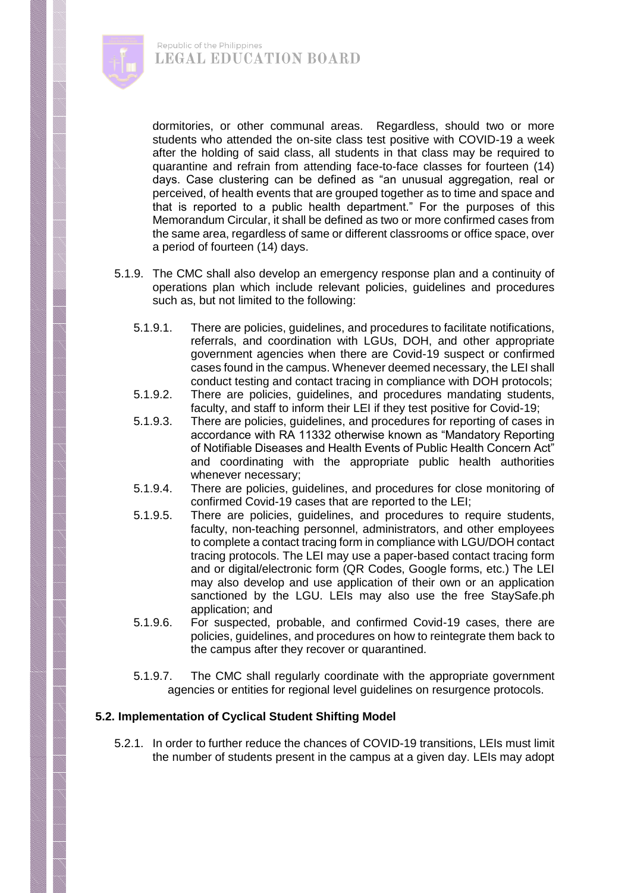dormitories, or other communal areas. Regardless, should two or more students who attended the on-site class test positive with COVID-19 a week after the holding of said class, all students in that class may be required to quarantine and refrain from attending face-to-face classes for fourteen (14) days. Case clustering can be defined as "an unusual aggregation, real or perceived, of health events that are grouped together as to time and space and that is reported to a public health department." For the purposes of this Memorandum Circular, it shall be defined as two or more confirmed cases from the same area, regardless of same or different classrooms or office space, over a period of fourteen (14) days.

5.1.9. The CMC shall also develop an emergency response plan and a continuity of operations plan which include relevant policies, guidelines and procedures such as, but not limited to the following:

5.1.9.1. There are policies, guidelines, and procedures to facilitate notifications, referrals, and coordination with LGUs, DOH, and other appropriate government agencies when there are Covid-19 suspect or confirmed cases found in the campus. Whenever deemed necessary, the LEI shall conduct testing and contact tracing in compliance with DOH protocols;

5.1.9.2. There are policies, guidelines, and procedures mandating students, faculty, and staff to inform their LEI if they test positive for Covid-19;

5.1.9.3. There are policies, guidelines, and procedures for reporting of cases in accordance with RA 11332 otherwise known as "Mandatory Reporting of Notifiable Diseases and Health Events of Public Health Concern Act" and coordinating with the appropriate public health authorities whenever necessary;

5.1.9.4. There are policies, guidelines, and procedures for close monitoring of confirmed Covid-19 cases that are reported to the LEI;

5.1.9.5. There are policies, guidelines, and procedures to require students, faculty, non-teaching personnel, administrators, and other employees to complete a contact tracing form in compliance with LGU/DOH contact tracing protocols. The LEI may use a paper-based contact tracing form and or digital/electronic form (QR Codes, Google forms, etc.) The LEI may also develop and use application of their own or an application sanctioned by the LGU. LEIs may also use the free StaySafe.ph application; and

5.1.9.6. For suspected, probable, and confirmed Covid-19 cases, there are policies, guidelines, and procedures on how to reintegrate them back to the campus after they recover or quarantined.

5.1.9.7. The CMC shall regularly coordinate with the appropriate government agencies or entities for regional level guidelines on resurgence protocols.

### 5.2. Implementation of Cyclical Student Shifting Model

5.2.1. In order to further reduce the chances of COVID-19 transitions, LEIs must limit the number of students present in the campus at a given day. LEIs may adopt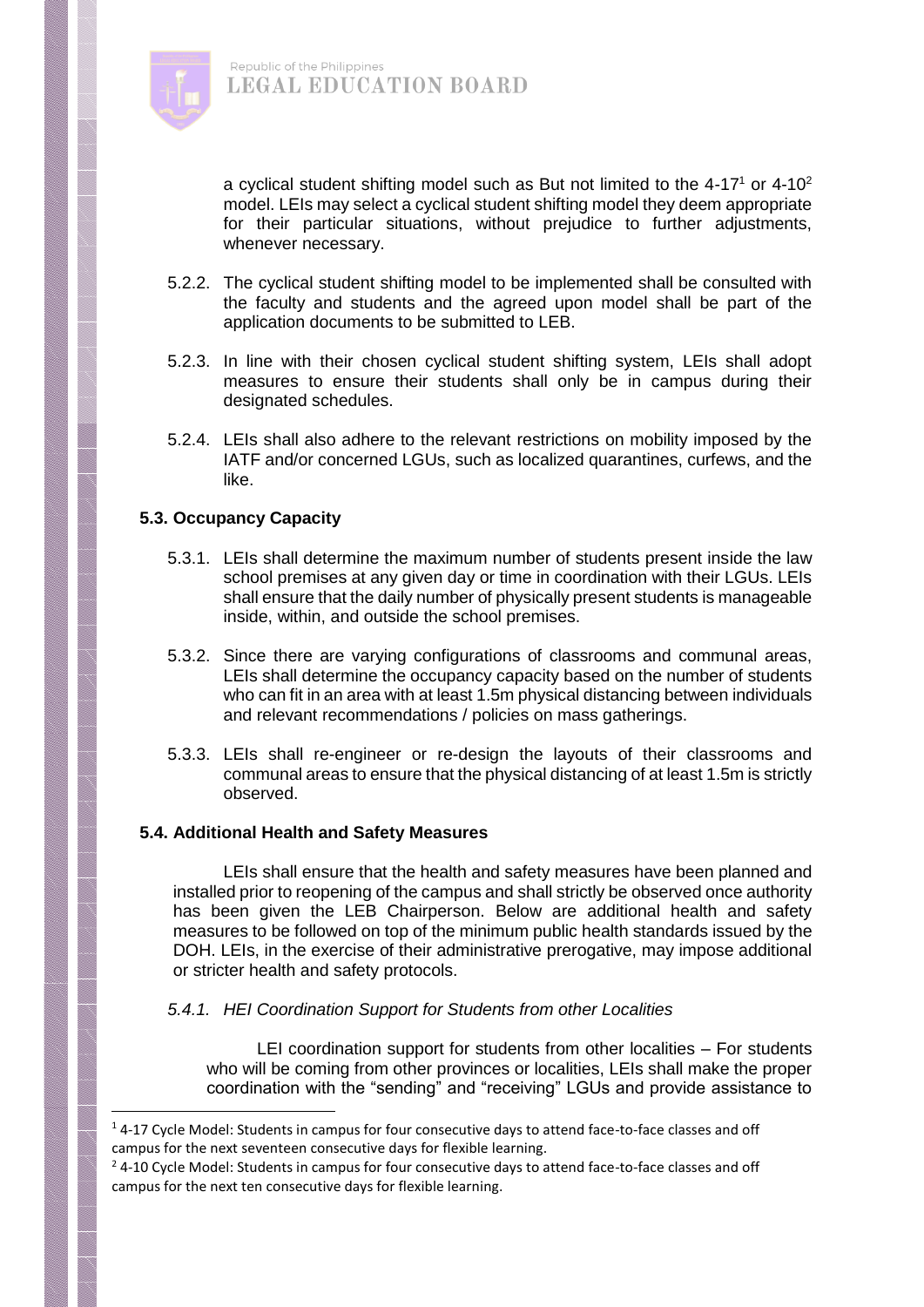a cyclical student shifting model such as But not limited to the 4-17[1] or 4-10[2] model. LEIs may select a cyclical student shifting model they deem appropriate for their particular situations, without prejudice to further adjustments, whenever necessary.

5.2.2. The cyclical student shifting model to be implemented shall be consulted with the faculty and students and the agreed upon model shall be part of the application documents to be submitted to LEB.

5.2.3. In line with their chosen cyclical student shifting system, LEIs shall adopt measures to ensure their students shall only be in campus during their designated schedules.

5.2.4. LEIs shall also adhere to the relevant restrictions on mobility imposed by the IATF and/or concerned LGUs, such as localized quarantines, curfews, and the like.

### 5.3. Occupancy Capacity

5.3.1. LEIs shall determine the maximum number of students present inside the law school premises at any given day or time in coordination with their LGUs. LEIs shall ensure that the daily number of physically present students is manageable inside, within, and outside the school premises.

5.3.2. Since there are varying configurations of classrooms and communal areas, LEIs shall determine the occupancy capacity based on the number of students who can fit in an area with at least 1.5m physical distancing between individuals and relevant recommendations / policies on mass gatherings.

5.3.3. LEIs shall re-engineer or re-design the layouts of their classrooms and communal areas to ensure that the physical distancing of at least 1.5m is strictly observed.

### 5.4. Additional Health and Safety Measures

LEIs shall ensure that the health and safety measures have been planned and installed prior to reopening of the campus and shall strictly be observed once authority has been given the LEB Chairperson. Below are additional health and safety measures to be followed on top of the minimum public health standards issued by the DOH. LEIs, in the exercise of their administrative prerogative, may impose additional or stricter health and safety protocols.

*5.4.1. HEI Coordination Support for Students from other Localities*

LEI coordination support for students from other localities – For students who will be coming from other provinces or localities, LEIs shall make the proper coordination with the "sending" and "receiving" LGUs and provide assistance to

---

[1] 4-17 Cycle Model: Students in campus for four consecutive days to attend face-to-face classes and off campus for the next seventeen consecutive days for flexible learning.

[2] 4-10 Cycle Model: Students in campus for four consecutive days to attend face-to-face classes and off campus for the next ten consecutive days for flexible learning.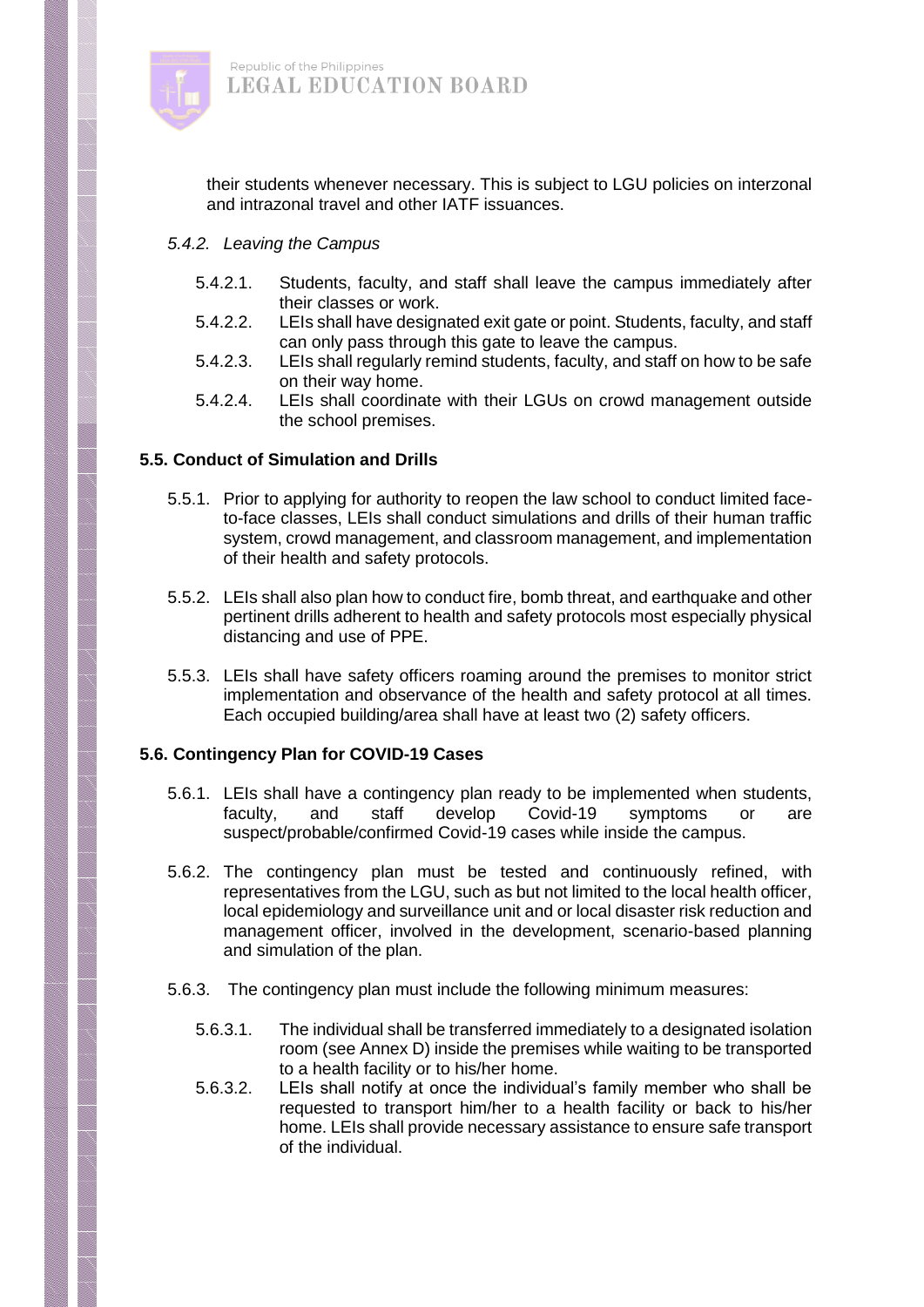their students whenever necessary. This is subject to LGU policies on interzonal and intrazonal travel and other IATF issuances.

*5.4.2. Leaving the Campus*

5.4.2.1. Students, faculty, and staff shall leave the campus immediately after their classes or work.

5.4.2.2. LEIs shall have designated exit gate or point. Students, faculty, and staff can only pass through this gate to leave the campus.

5.4.2.3. LEIs shall regularly remind students, faculty, and staff on how to be safe on their way home.

5.4.2.4. LEIs shall coordinate with their LGUs on crowd management outside the school premises.

**5.5. Conduct of Simulation and Drills**

5.5.1. Prior to applying for authority to reopen the law school to conduct limited face-to-face classes, LEIs shall conduct simulations and drills of their human traffic system, crowd management, and classroom management, and implementation of their health and safety protocols.

5.5.2. LEIs shall also plan how to conduct fire, bomb threat, and earthquake and other pertinent drills adherent to health and safety protocols most especially physical distancing and use of PPE.

5.5.3. LEIs shall have safety officers roaming around the premises to monitor strict implementation and observance of the health and safety protocol at all times. Each occupied building/area shall have at least two (2) safety officers.

**5.6. Contingency Plan for COVID-19 Cases**

5.6.1. LEIs shall have a contingency plan ready to be implemented when students, faculty, and staff develop Covid-19 symptoms or are suspect/probable/confirmed Covid-19 cases while inside the campus.

5.6.2. The contingency plan must be tested and continuously refined, with representatives from the LGU, such as but not limited to the local health officer, local epidemiology and surveillance unit and or local disaster risk reduction and management officer, involved in the development, scenario-based planning and simulation of the plan.

5.6.3. The contingency plan must include the following minimum measures:

5.6.3.1. The individual shall be transferred immediately to a designated isolation room (see Annex D) inside the premises while waiting to be transported to a health facility or to his/her home.

5.6.3.2. LEIs shall notify at once the individual's family member who shall be requested to transport him/her to a health facility or back to his/her home. LEIs shall provide necessary assistance to ensure safe transport of the individual.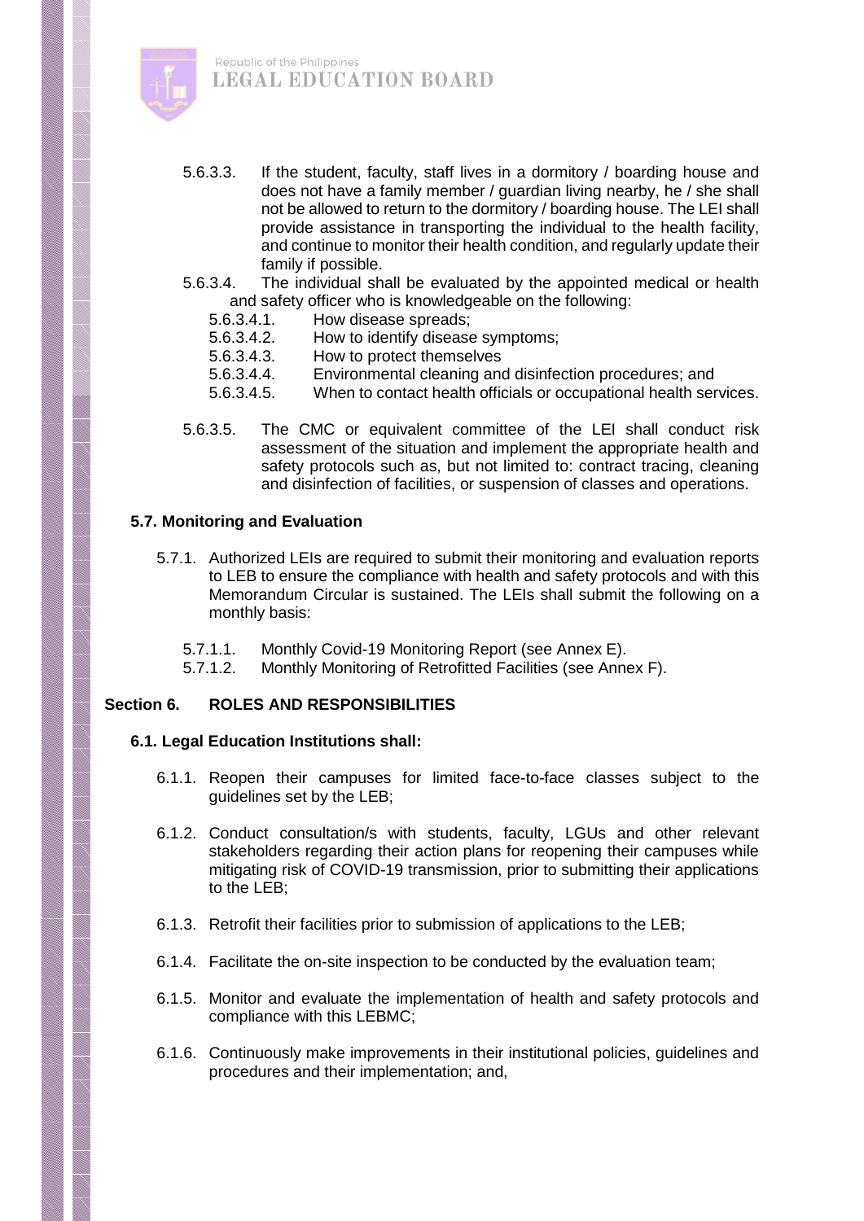5.6.3.3. If the student, faculty, staff lives in a dormitory / boarding house and does not have a family member / guardian living nearby, he / she shall not be allowed to return to the dormitory / boarding house. The LEI shall provide assistance in transporting the individual to the health facility, and continue to monitor their health condition, and regularly update their family if possible.

5.6.3.4. The individual shall be evaluated by the appointed medical or health and safety officer who is knowledgeable on the following:

- 5.6.3.4.1. How disease spreads;
- 5.6.3.4.2. How to identify disease symptoms;
- 5.6.3.4.3. How to protect themselves
- 5.6.3.4.4. Environmental cleaning and disinfection procedures; and
- 5.6.3.4.5. When to contact health officials or occupational health services.

5.6.3.5. The CMC or equivalent committee of the LEI shall conduct risk assessment of the situation and implement the appropriate health and safety protocols such as, but not limited to: contract tracing, cleaning and disinfection of facilities, or suspension of classes and operations.

### 5.7. Monitoring and Evaluation

5.7.1. Authorized LEIs are required to submit their monitoring and evaluation reports to LEB to ensure the compliance with health and safety protocols and with this Memorandum Circular is sustained. The LEIs shall submit the following on a monthly basis:

- 5.7.1.1. Monthly Covid-19 Monitoring Report (see Annex E).
- 5.7.1.2. Monthly Monitoring of Retrofitted Facilities (see Annex F).

## Section 6. ROLES AND RESPONSIBILITIES

### 6.1. Legal Education Institutions shall:

6.1.1. Reopen their campuses for limited face-to-face classes subject to the guidelines set by the LEB;

6.1.2. Conduct consultation/s with students, faculty, LGUs and other relevant stakeholders regarding their action plans for reopening their campuses while mitigating risk of COVID-19 transmission, prior to submitting their applications to the LEB;

6.1.3. Retrofit their facilities prior to submission of applications to the LEB;

6.1.4. Facilitate the on-site inspection to be conducted by the evaluation team;

6.1.5. Monitor and evaluate the implementation of health and safety protocols and compliance with this LEBMC;

6.1.6. Continuously make improvements in their institutional policies, guidelines and procedures and their implementation; and,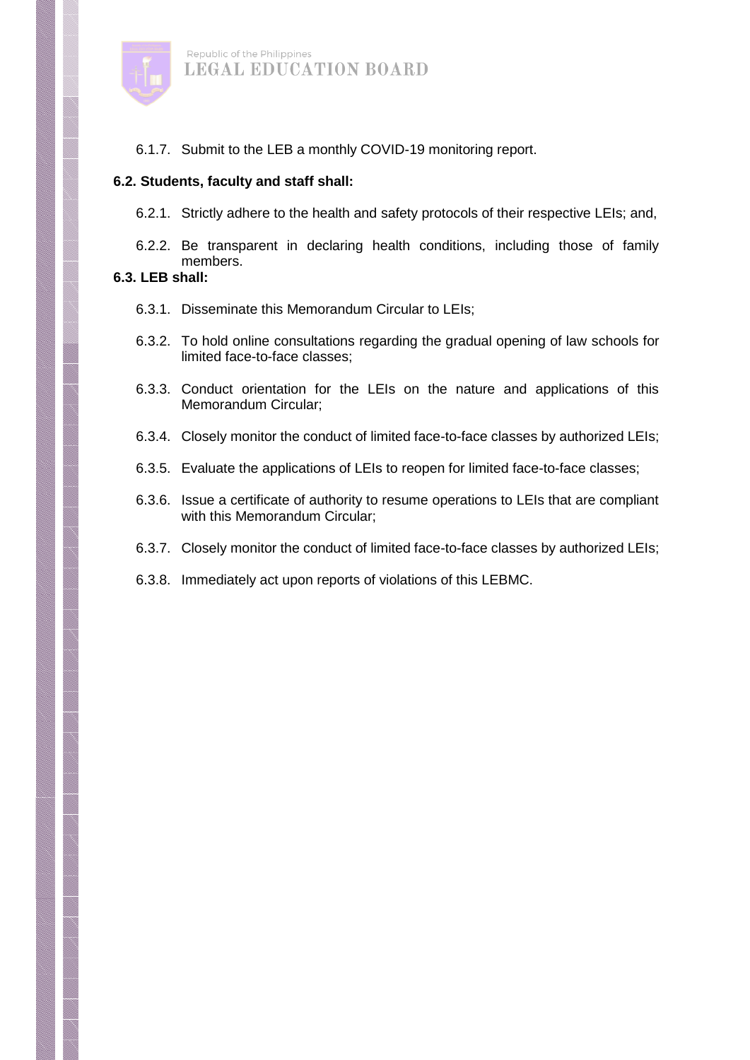6.1.7. Submit to the LEB a monthly COVID-19 monitoring report.

**6.2. Students, faculty and staff shall:**

6.2.1. Strictly adhere to the health and safety protocols of their respective LEIs; and,

6.2.2. Be transparent in declaring health conditions, including those of family members.

**6.3. LEB shall:**

6.3.1. Disseminate this Memorandum Circular to LEIs;

6.3.2. To hold online consultations regarding the gradual opening of law schools for limited face-to-face classes;

6.3.3. Conduct orientation for the LEIs on the nature and applications of this Memorandum Circular;

6.3.4. Closely monitor the conduct of limited face-to-face classes by authorized LEIs;

6.3.5. Evaluate the applications of LEIs to reopen for limited face-to-face classes;

6.3.6. Issue a certificate of authority to resume operations to LEIs that are compliant with this Memorandum Circular;

6.3.7. Closely monitor the conduct of limited face-to-face classes by authorized LEIs;

6.3.8. Immediately act upon reports of violations of this LEBMC.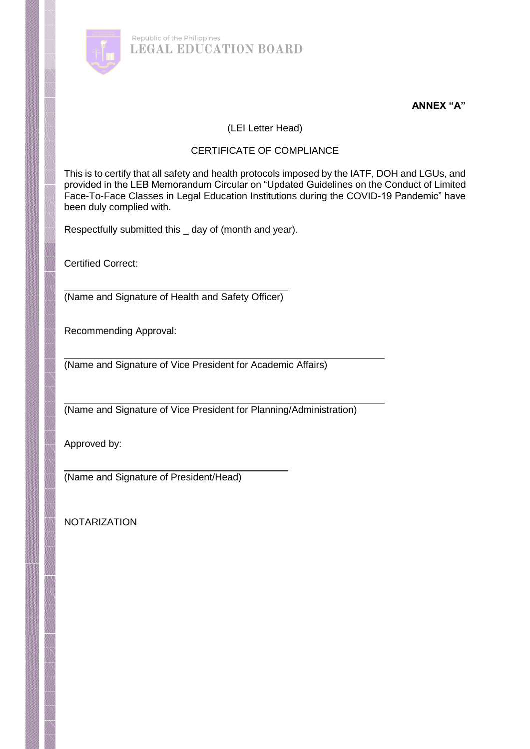**ANNEX "A"**

(LEI Letter Head)

CERTIFICATE OF COMPLIANCE

This is to certify that all safety and health protocols imposed by the IATF, DOH and LGUs, and provided in the LEB Memorandum Circular on "Updated Guidelines on the Conduct of Limited Face-To-Face Classes in Legal Education Institutions during the COVID-19 Pandemic" have been duly complied with.

Respectfully submitted this _ day of (month and year).

Certified Correct:

______________________________________
(Name and Signature of Health and Safety Officer)

Recommending Approval:

______________________________________
(Name and Signature of Vice President for Academic Affairs)

______________________________________
(Name and Signature of Vice President for Planning/Administration)

Approved by:

______________________________________
(Name and Signature of President/Head)

NOTARIZATION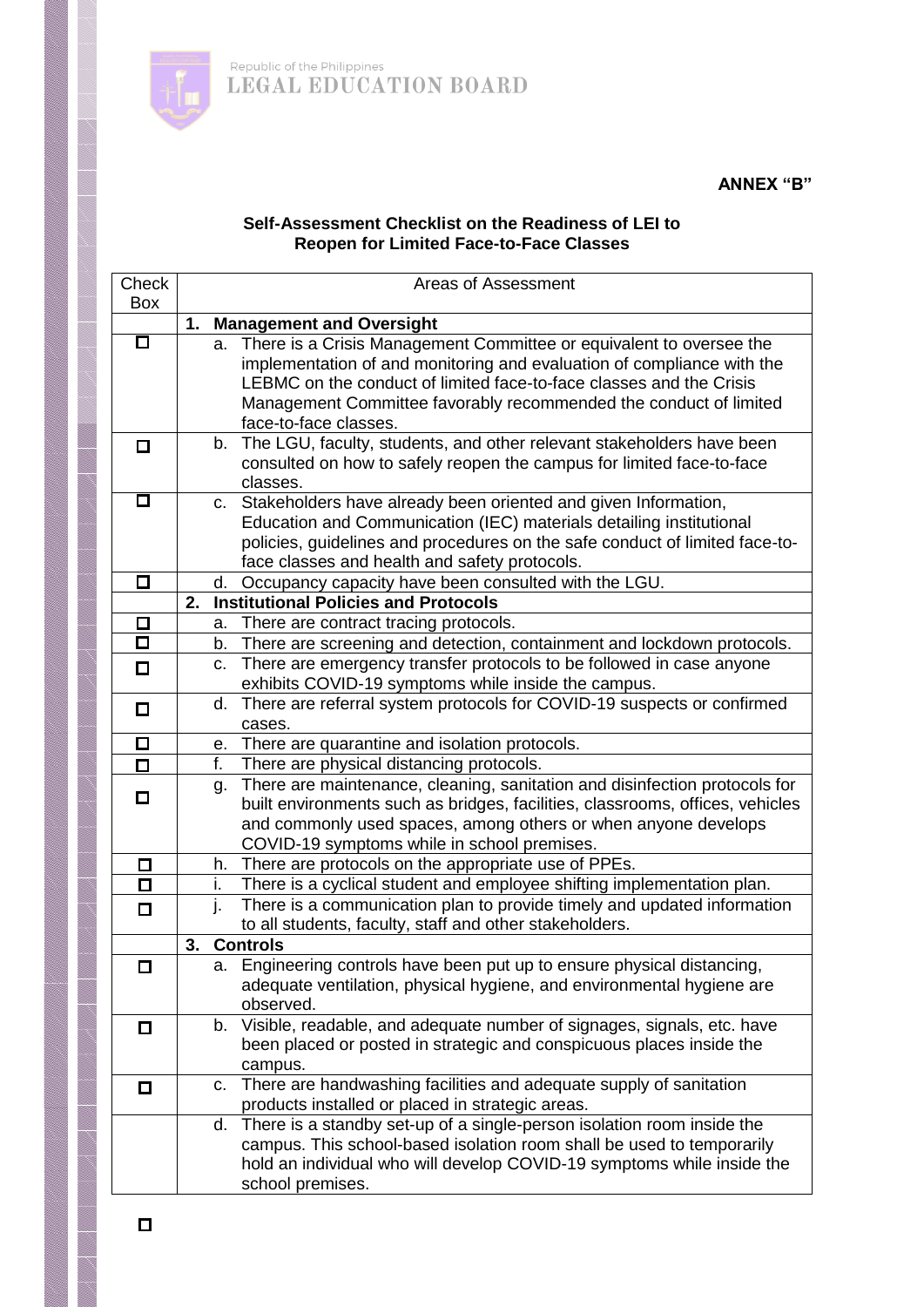**ANNEX "B"**

**Self-Assessment Checklist on the Readiness of LEI to Reopen for Limited Face-to-Face Classes**

| Check Box | Areas of Assessment |
|---|---|
| | **1. Management and Oversight** |
| ☐ | a. There is a Crisis Management Committee or equivalent to oversee the implementation of and monitoring and evaluation of compliance with the LEBMC on the conduct of limited face-to-face classes and the Crisis Management Committee favorably recommended the conduct of limited face-to-face classes. |
| ☐ | b. The LGU, faculty, students, and other relevant stakeholders have been consulted on how to safely reopen the campus for limited face-to-face classes. |
| ☐ | c. Stakeholders have already been oriented and given Information, Education and Communication (IEC) materials detailing institutional policies, guidelines and procedures on the safe conduct of limited face-to-face classes and health and safety protocols. |
| ☐ | d. Occupancy capacity have been consulted with the LGU. |
| | **2. Institutional Policies and Protocols** |
| ☐ | a. There are contract tracing protocols. |
| ☐ | b. There are screening and detection, containment and lockdown protocols. |
| ☐ | c. There are emergency transfer protocols to be followed in case anyone exhibits COVID-19 symptoms while inside the campus. |
| ☐ | d. There are referral system protocols for COVID-19 suspects or confirmed cases. |
| ☐ | e. There are quarantine and isolation protocols. |
| ☐ | f. There are physical distancing protocols. |
| ☐ | g. There are maintenance, cleaning, sanitation and disinfection protocols for built environments such as bridges, facilities, classrooms, offices, vehicles and commonly used spaces, among others or when anyone develops COVID-19 symptoms while in school premises. |
| ☐ | h. There are protocols on the appropriate use of PPEs. |
| ☐ | i. There is a cyclical student and employee shifting implementation plan. |
| ☐ | j. There is a communication plan to provide timely and updated information to all students, faculty, staff and other stakeholders. |
| | **3. Controls** |
| ☐ | a. Engineering controls have been put up to ensure physical distancing, adequate ventilation, physical hygiene, and environmental hygiene are observed. |
| ☐ | b. Visible, readable, and adequate number of signages, signals, etc. have been placed or posted in strategic and conspicuous places inside the campus. |
| ☐ | c. There are handwashing facilities and adequate supply of sanitation products installed or placed in strategic areas. |
| | d. There is a standby set-up of a single-person isolation room inside the campus. This school-based isolation room shall be used to temporarily hold an individual who will develop COVID-19 symptoms while inside the school premises. |

☐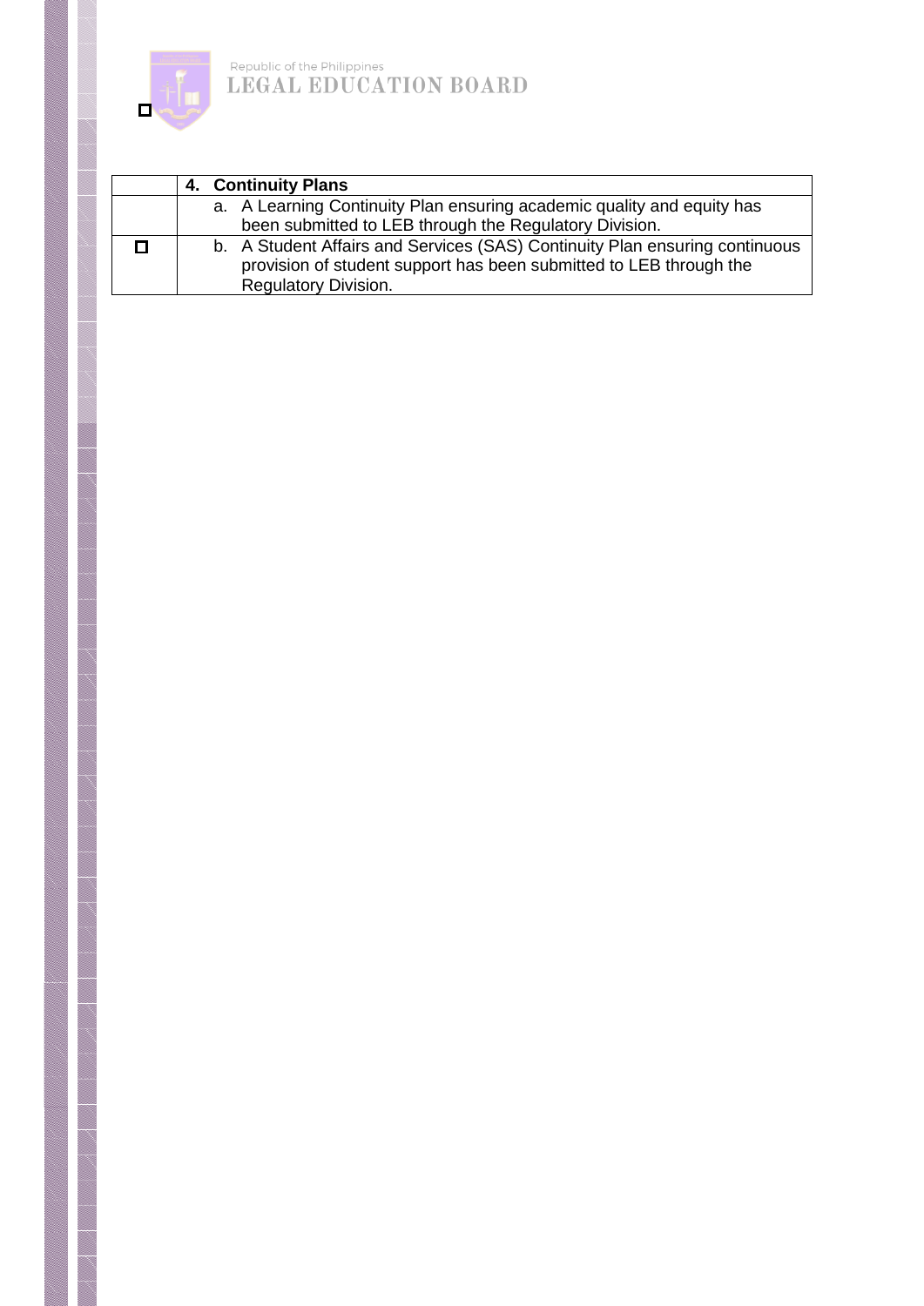| | 4. **Continuity Plans** |
|---|---|
| | a. A Learning Continuity Plan ensuring academic quality and equity has been submitted to LEB through the Regulatory Division. |
| ☐ | b. A Student Affairs and Services (SAS) Continuity Plan ensuring continuous provision of student support has been submitted to LEB through the Regulatory Division. |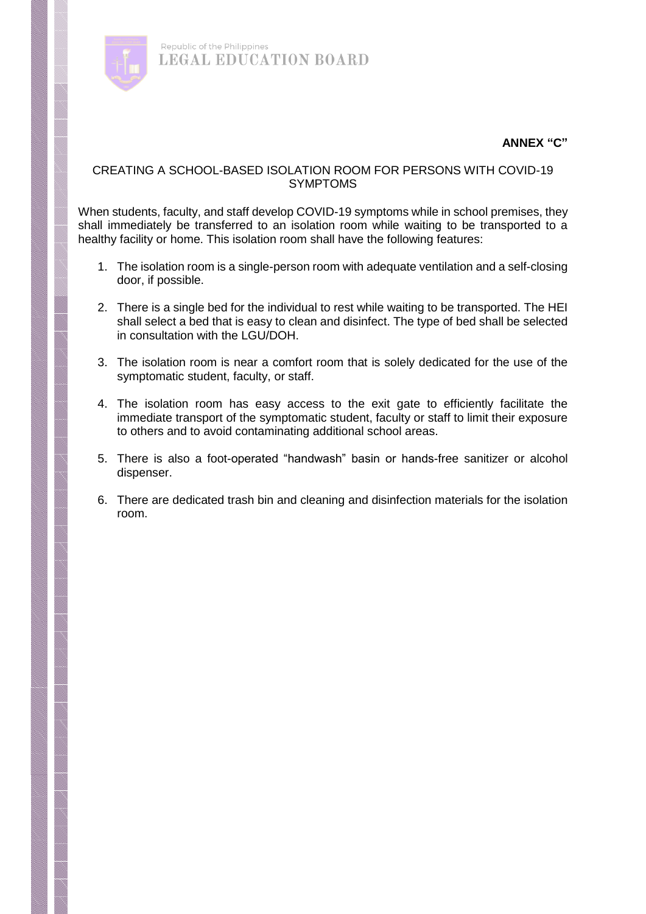**ANNEX "C"**

## CREATING A SCHOOL-BASED ISOLATION ROOM FOR PERSONS WITH COVID-19 SYMPTOMS

When students, faculty, and staff develop COVID-19 symptoms while in school premises, they shall immediately be transferred to an isolation room while waiting to be transported to a healthy facility or home. This isolation room shall have the following features:

1. The isolation room is a single-person room with adequate ventilation and a self-closing door, if possible.

2. There is a single bed for the individual to rest while waiting to be transported. The HEI shall select a bed that is easy to clean and disinfect. The type of bed shall be selected in consultation with the LGU/DOH.

3. The isolation room is near a comfort room that is solely dedicated for the use of the symptomatic student, faculty, or staff.

4. The isolation room has easy access to the exit gate to efficiently facilitate the immediate transport of the symptomatic student, faculty or staff to limit their exposure to others and to avoid contaminating additional school areas.

5. There is also a foot-operated "handwash" basin or hands-free sanitizer or alcohol dispenser.

6. There are dedicated trash bin and cleaning and disinfection materials for the isolation room.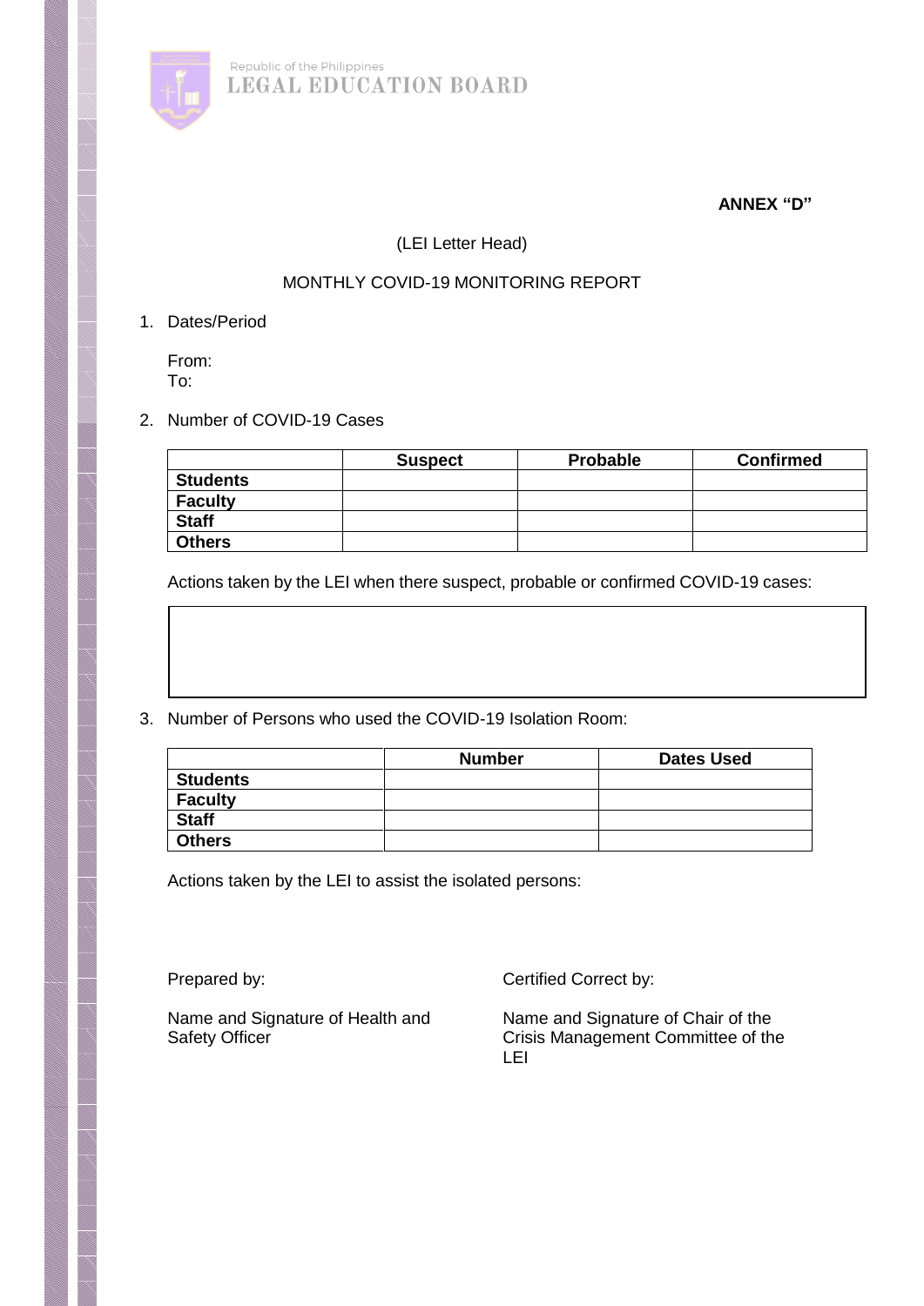**ANNEX "D"**

(LEI Letter Head)

MONTHLY COVID-19 MONITORING REPORT

1. Dates/Period

   From:
   To:

2. Number of COVID-19 Cases

| | Suspect | Probable | Confirmed |
|---|---|---|---|
| **Students** | | | |
| **Faculty** | | | |
| **Staff** | | | |
| **Others** | | | |

   Actions taken by the LEI when there suspect, probable or confirmed COVID-19 cases:

3. Number of Persons who used the COVID-19 Isolation Room:

| | Number | Dates Used |
|---|---|---|
| **Students** | | |
| **Faculty** | | |
| **Staff** | | |
| **Others** | | |

   Actions taken by the LEI to assist the isolated persons:

Prepared by:

Name and Signature of Health and Safety Officer

Certified Correct by:

Name and Signature of Chair of the Crisis Management Committee of the LEI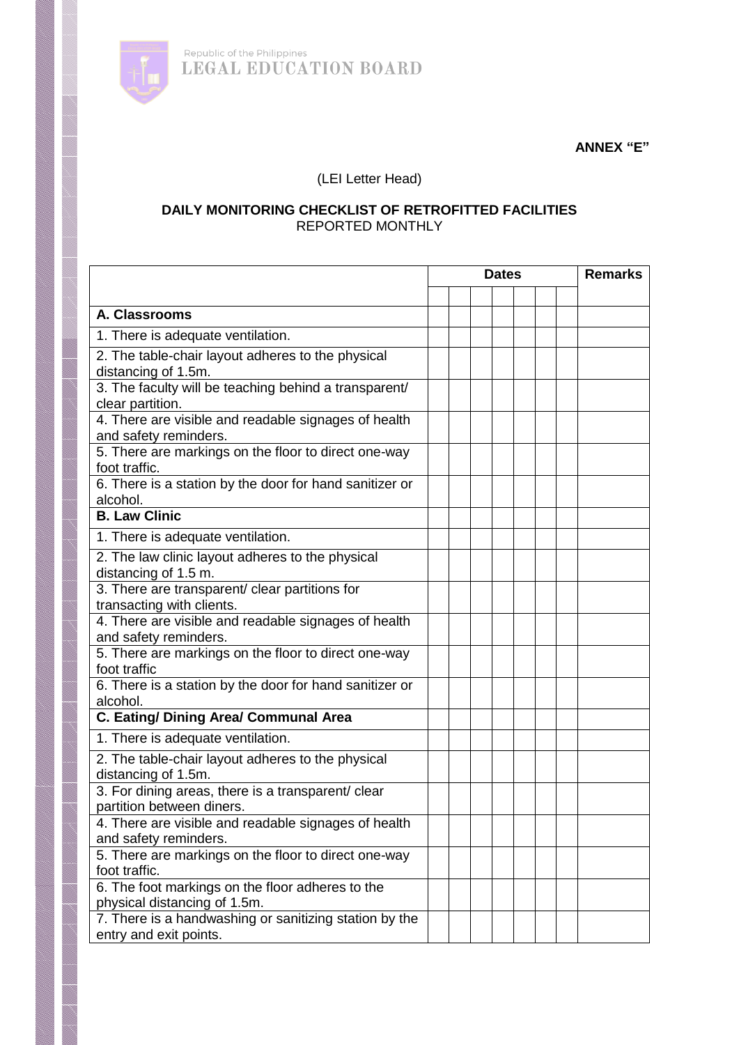Republic of the Philippines
LEGAL EDUCATION BOARD

**ANNEX "E"**

(LEI Letter Head)

**DAILY MONITORING CHECKLIST OF RETROFITTED FACILITIES**
REPORTED MONTHLY

| | Dates | | | | | | | Remarks |
|---|---|---|---|---|---|---|---|---|
| | | | | | | | | |
| **A. Classrooms** | | | | | | | | |
| 1. There is adequate ventilation. | | | | | | | | |
| 2. The table-chair layout adheres to the physical distancing of 1.5m. | | | | | | | | |
| 3. The faculty will be teaching behind a transparent/ clear partition. | | | | | | | | |
| 4. There are visible and readable signages of health and safety reminders. | | | | | | | | |
| 5. There are markings on the floor to direct one-way foot traffic. | | | | | | | | |
| 6. There is a station by the door for hand sanitizer or alcohol. | | | | | | | | |
| **B. Law Clinic** | | | | | | | | |
| 1. There is adequate ventilation. | | | | | | | | |
| 2. The law clinic layout adheres to the physical distancing of 1.5 m. | | | | | | | | |
| 3. There are transparent/ clear partitions for transacting with clients. | | | | | | | | |
| 4. There are visible and readable signages of health and safety reminders. | | | | | | | | |
| 5. There are markings on the floor to direct one-way foot traffic | | | | | | | | |
| 6. There is a station by the door for hand sanitizer or alcohol. | | | | | | | | |
| **C. Eating/ Dining Area/ Communal Area** | | | | | | | | |
| 1. There is adequate ventilation. | | | | | | | | |
| 2. The table-chair layout adheres to the physical distancing of 1.5m. | | | | | | | | |
| 3. For dining areas, there is a transparent/ clear partition between diners. | | | | | | | | |
| 4. There are visible and readable signages of health and safety reminders. | | | | | | | | |
| 5. There are markings on the floor to direct one-way foot traffic. | | | | | | | | |
| 6. The foot markings on the floor adheres to the physical distancing of 1.5m. | | | | | | | | |
| 7. There is a handwashing or sanitizing station by the entry and exit points. | | | | | | | | |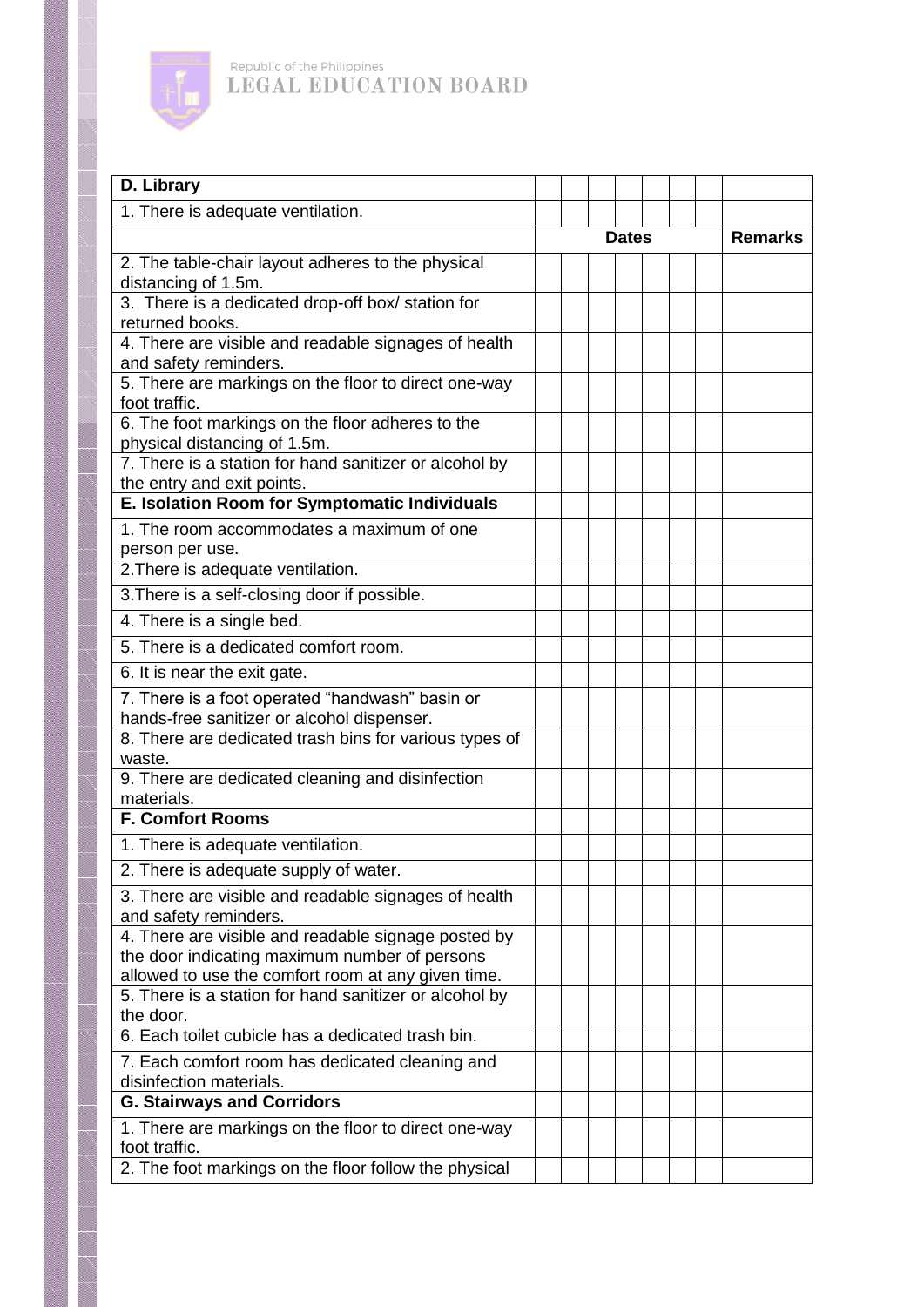| D. Library | | | | | | | | |
|---|---|---|---|---|---|---|---|---|
| 1. There is adequate ventilation. | | | | | | | | |
| | | | | Dates | | | | Remarks |
| 2. The table-chair layout adheres to the physical distancing of 1.5m. | | | | | | | | |
| 3. There is a dedicated drop-off box/ station for returned books. | | | | | | | | |
| 4. There are visible and readable signages of health and safety reminders. | | | | | | | | |
| 5. There are markings on the floor to direct one-way foot traffic. | | | | | | | | |
| 6. The foot markings on the floor adheres to the physical distancing of 1.5m. | | | | | | | | |
| 7. There is a station for hand sanitizer or alcohol by the entry and exit points. | | | | | | | | |
| **E. Isolation Room for Symptomatic Individuals** | | | | | | | | |
| 1. The room accommodates a maximum of one person per use. | | | | | | | | |
| 2.There is adequate ventilation. | | | | | | | | |
| 3.There is a self-closing door if possible. | | | | | | | | |
| 4. There is a single bed. | | | | | | | | |
| 5. There is a dedicated comfort room. | | | | | | | | |
| 6. It is near the exit gate. | | | | | | | | |
| 7. There is a foot operated "handwash" basin or hands-free sanitizer or alcohol dispenser. | | | | | | | | |
| 8. There are dedicated trash bins for various types of waste. | | | | | | | | |
| 9. There are dedicated cleaning and disinfection materials. | | | | | | | | |
| **F. Comfort Rooms** | | | | | | | | |
| 1. There is adequate ventilation. | | | | | | | | |
| 2. There is adequate supply of water. | | | | | | | | |
| 3. There are visible and readable signages of health and safety reminders. | | | | | | | | |
| 4. There are visible and readable signage posted by the door indicating maximum number of persons allowed to use the comfort room at any given time. | | | | | | | | |
| 5. There is a station for hand sanitizer or alcohol by the door. | | | | | | | | |
| 6. Each toilet cubicle has a dedicated trash bin. | | | | | | | | |
| 7. Each comfort room has dedicated cleaning and disinfection materials. | | | | | | | | |
| **G. Stairways and Corridors** | | | | | | | | |
| 1. There are markings on the floor to direct one-way foot traffic. | | | | | | | | |
| 2. The foot markings on the floor follow the physical | | | | | | | | |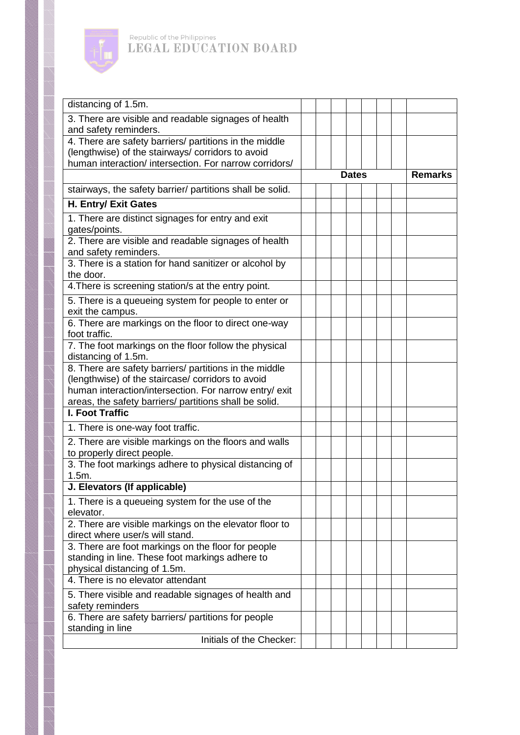| | | | | | | | | |
|---|---|---|---|---|---|---|---|---|
| distancing of 1.5m. | | | | | | | | |
| 3. There are visible and readable signages of health and safety reminders. | | | | | | | | |
| 4. There are safety barriers/ partitions in the middle (lengthwise) of the stairways/ corridors to avoid human interaction/ intersection. For narrow corridors/ | | | | | | | | |
| | **Dates** | | | | | | | **Remarks** |
| stairways, the safety barrier/ partitions shall be solid. | | | | | | | | |
| **H. Entry/ Exit Gates** | | | | | | | | |
| 1. There are distinct signages for entry and exit gates/points. | | | | | | | | |
| 2. There are visible and readable signages of health and safety reminders. | | | | | | | | |
| 3. There is a station for hand sanitizer or alcohol by the door. | | | | | | | | |
| 4.There is screening station/s at the entry point. | | | | | | | | |
| 5. There is a queueing system for people to enter or exit the campus. | | | | | | | | |
| 6. There are markings on the floor to direct one-way foot traffic. | | | | | | | | |
| 7. The foot markings on the floor follow the physical distancing of 1.5m. | | | | | | | | |
| 8. There are safety barriers/ partitions in the middle (lengthwise) of the staircase/ corridors to avoid human interaction/intersection. For narrow entry/ exit areas, the safety barriers/ partitions shall be solid. | | | | | | | | |
| **I. Foot Traffic** | | | | | | | | |
| 1. There is one-way foot traffic. | | | | | | | | |
| 2. There are visible markings on the floors and walls to properly direct people. | | | | | | | | |
| 3. The foot markings adhere to physical distancing of 1.5m. | | | | | | | | |
| **J. Elevators (If applicable)** | | | | | | | | |
| 1. There is a queueing system for the use of the elevator. | | | | | | | | |
| 2. There are visible markings on the elevator floor to direct where user/s will stand. | | | | | | | | |
| 3. There are foot markings on the floor for people standing in line. These foot markings adhere to physical distancing of 1.5m. | | | | | | | | |
| 4. There is no elevator attendant | | | | | | | | |
| 5. There visible and readable signages of health and safety reminders | | | | | | | | |
| 6. There are safety barriers/ partitions for people standing in line | | | | | | | | |
| Initials of the Checker: | | | | | | | | |